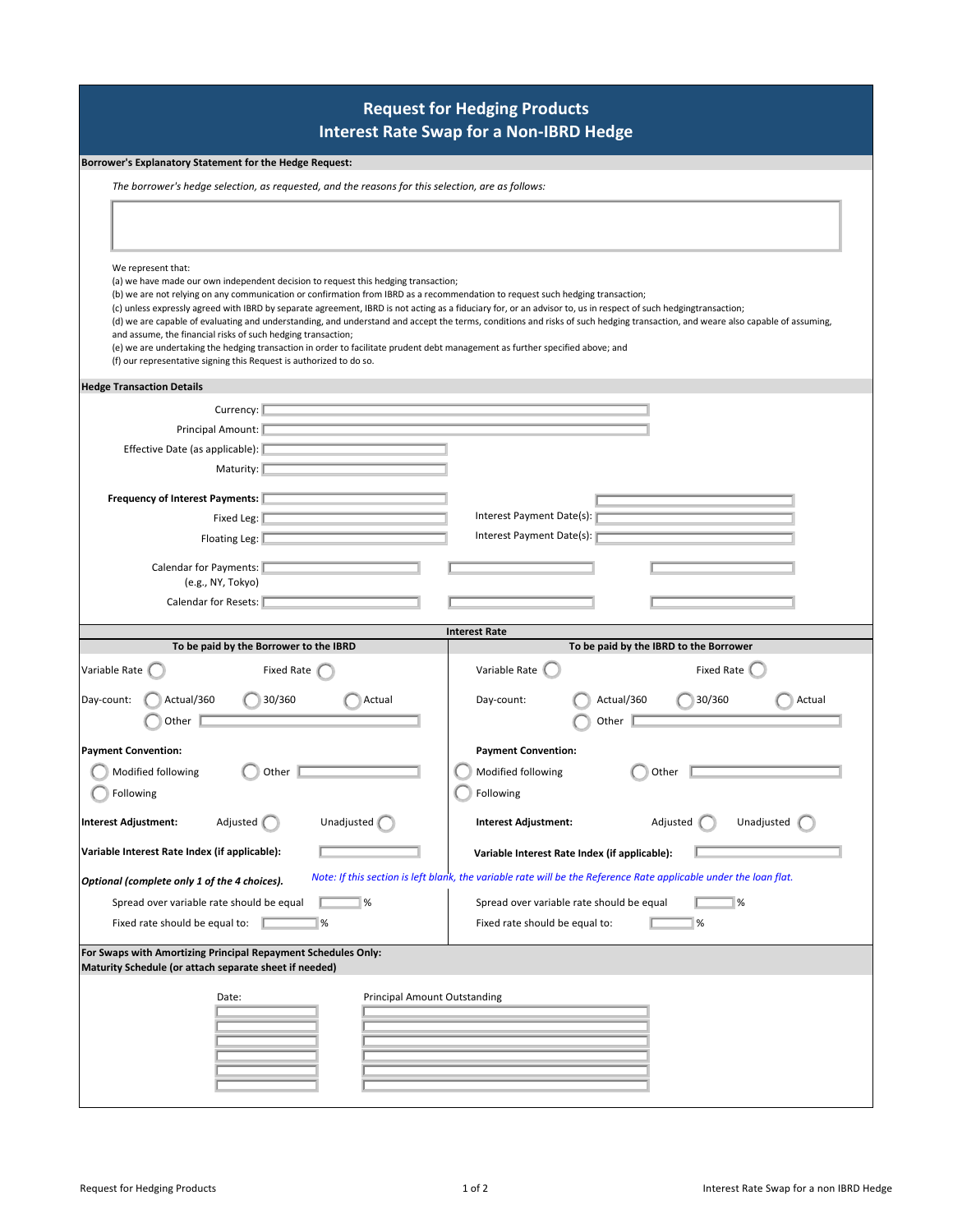# Request for Hedging Products
## Interest Rate Swap for a Non-IBRD Hedge

**Borrower's Explanatory Statement for the Hedge Request:**

*The borrower's hedge selection, as requested, and the reasons for this selection, are as follows:*

We represent that:
(a) we have made our own independent decision to request this hedging transaction;
(b) we are not relying on any communication or confirmation from IBRD as a recommendation to request such hedging transaction;
(c) unless expressly agreed with IBRD by separate agreement, IBRD is not acting as a fiduciary for, or an advisor to, us in respect of such hedgingtransaction;
(d) we are capable of evaluating and understanding, and understand and accept the terms, conditions and risks of such hedging transaction, and weare also capable of assuming, and assume, the financial risks of such hedging transaction;
(e) we are undertaking the hedging transaction in order to facilitate prudent debt management as further specified above; and
(f) our representative signing this Request is authorized to do so.

**Hedge Transaction Details**

Currency:

Principal Amount:

Effective Date (as applicable):

Maturity:

**Frequency of Interest Payments:**

Fixed Leg: Interest Payment Date(s):

Floating Leg: Interest Payment Date(s):

Calendar for Payments:
(e.g., NY, Tokyo)

Calendar for Resets:

**Interest Rate**

| To be paid by the Borrower to the IBRD | To be paid by the IBRD to the Borrower |
|---|---|
| Variable Rate ◯ Fixed Rate ◯ | Variable Rate ◯ Fixed Rate ◯ |
| Day-count: ◯ Actual/360 ◯ 30/360 ◯ Actual ◯ Other | Day-count: ◯ Actual/360 ◯ 30/360 ◯ Actual ◯ Other |
| **Payment Convention:** ◯ Modified following ◯ Other ◯ Following | **Payment Convention:** ◯ Modified following ◯ Other ◯ Following |
| **Interest Adjustment:** Adjusted ◯ Unadjusted ◯ | **Interest Adjustment:** Adjusted ◯ Unadjusted ◯ |
| **Variable Interest Rate Index (if applicable):** | **Variable Interest Rate Index (if applicable):** |

***Optional (complete only 1 of the 4 choices).*** *Note: If this section is left blank, the variable rate will be the Reference Rate applicable under the loan flat.*

| To be paid by the Borrower to the IBRD | To be paid by the IBRD to the Borrower |
|---|---|
| Spread over variable rate should be equal ____ % | Spread over variable rate should be equal ____ % |
| Fixed rate should be equal to: ____ % | Fixed rate should be equal to: ____ % |

**For Swaps with Amortizing Principal Repayment Schedules Only:**
**Maturity Schedule (or attach separate sheet if needed)**

| Date: | Principal Amount Outstanding |
|---|---|
| | |
| | |
| | |
| | |
| | |
| | |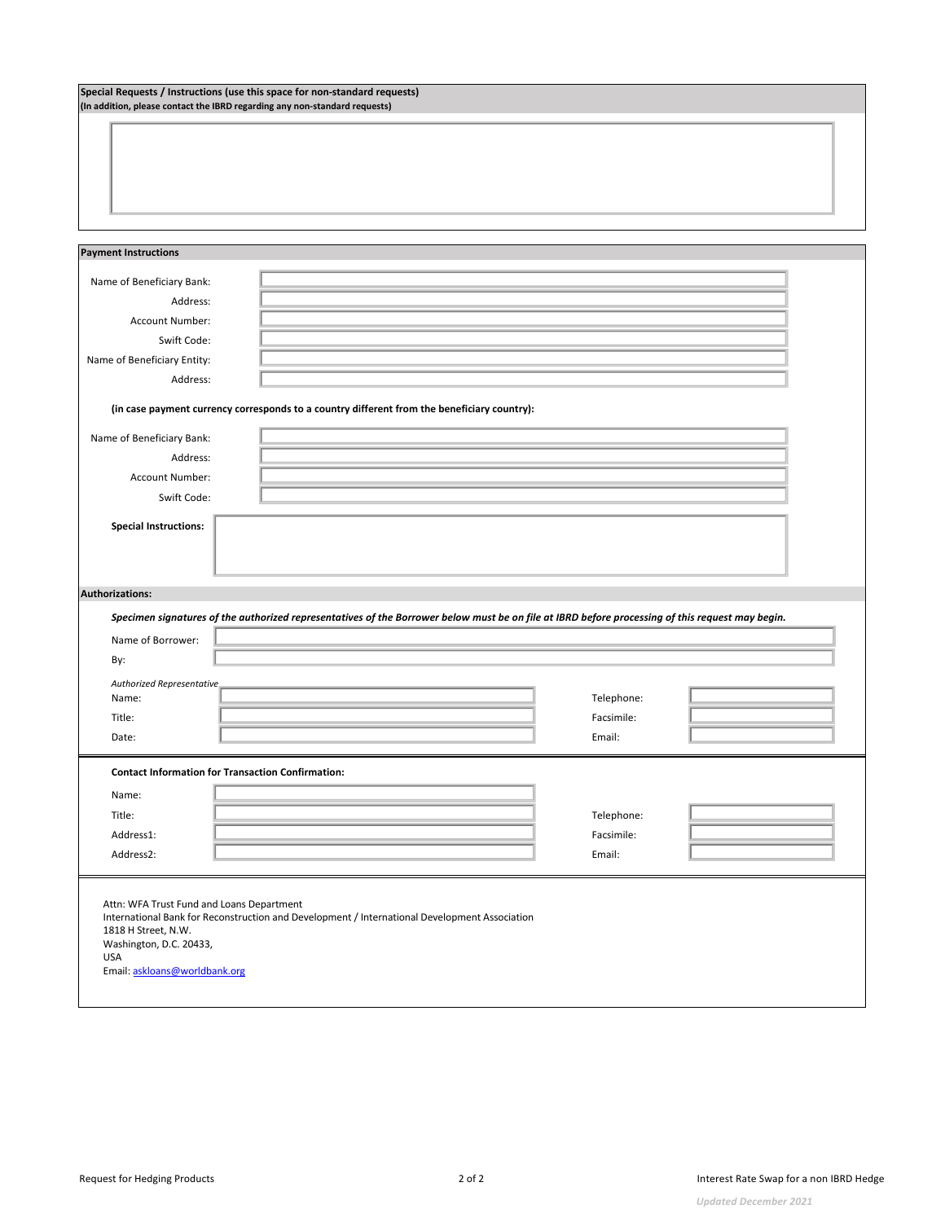**Special Requests / Instructions (use this space for non-standard requests)**
**(In addition, please contact the IBRD regarding any non-standard requests)**

**Payment Instructions**

Name of Beneficiary Bank:

Address:

Account Number:

Swift Code:

Name of Beneficiary Entity:

Address:

**(in case payment currency corresponds to a country different from the beneficiary country):**

Name of Beneficiary Bank:

Address:

Account Number:

Swift Code:

**Special Instructions:**

**Authorizations:**

***Specimen signatures of the authorized representatives of the Borrower below must be on file at IBRD before processing of this request may begin.***

Name of Borrower:

By:

*Authorized Representative*

Name: Telephone:

Title: Facsimile:

Date: Email:

**Contact Information for Transaction Confirmation:**

Name:

Title: Telephone:

Address1: Facsimile:

Address2: Email:

Attn: WFA Trust Fund and Loans Department
International Bank for Reconstruction and Development / International Development Association
1818 H Street, N.W.
Washington, D.C. 20433,
USA
Email: askloans@worldbank.org

Request for Hedging Products

Interest Rate Swap for a non IBRD Hedge

*Updated December 2021*